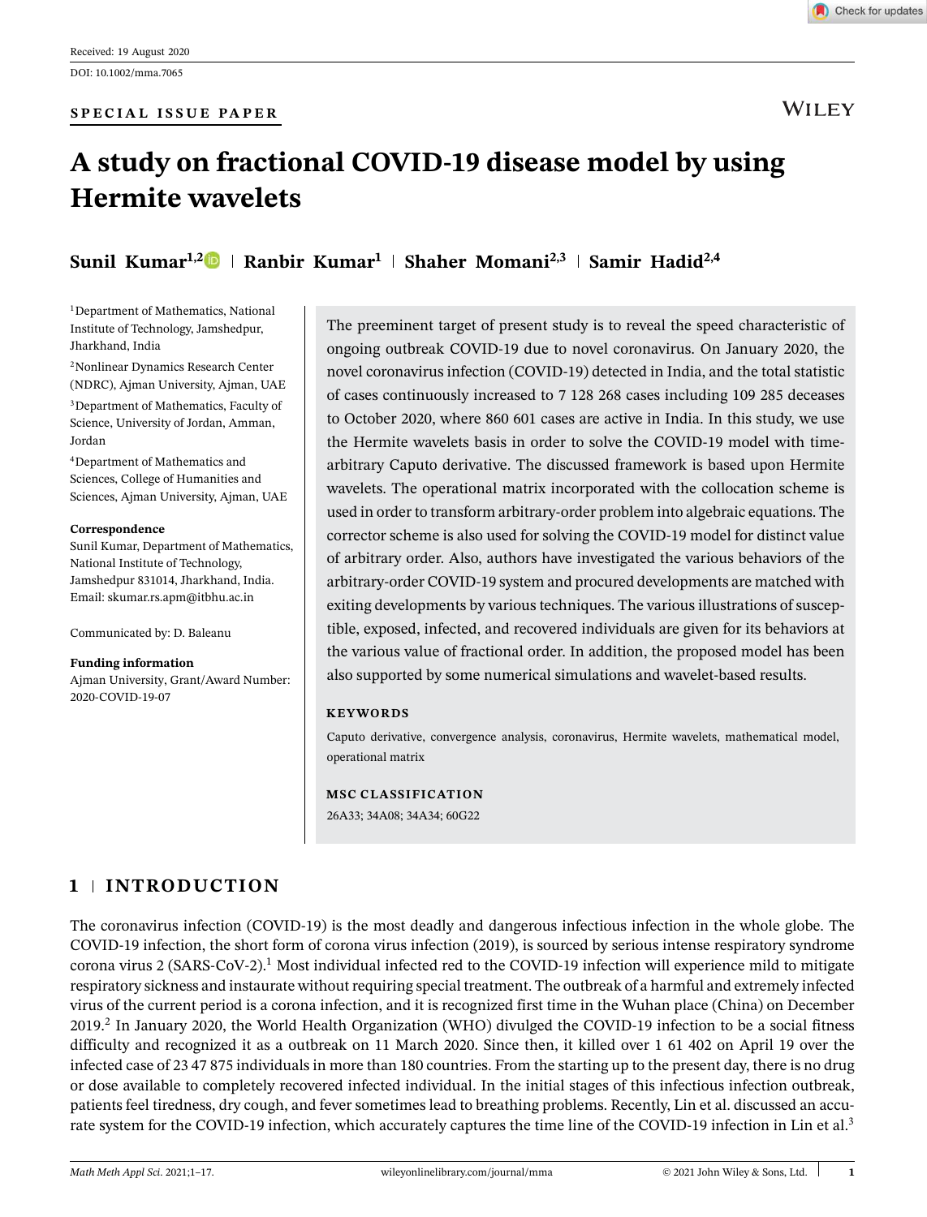Received: 19 August 2020

DOI: 10.1002/mma.7065

**SPECIAL ISSUE PAPER**

# A study on fractional COVID-19 disease model by using Hermite wavelets

**Sunil Kumar**[1,2] | **Ranbir Kumar**[1] | **Shaher Momani**[2,3] | **Samir Hadid**[2,4]

[1]Department of Mathematics, National Institute of Technology, Jamshedpur, Jharkhand, India

[2]Nonlinear Dynamics Research Center (NDRC), Ajman University, Ajman, UAE

[3]Department of Mathematics, Faculty of Science, University of Jordan, Amman, Jordan

[4]Department of Mathematics and Sciences, College of Humanities and Sciences, Ajman University, Ajman, UAE

**Correspondence**
Sunil Kumar, Department of Mathematics, National Institute of Technology, Jamshedpur 831014, Jharkhand, India.
Email: skumar.rs.apm@itbhu.ac.in

Communicated by: D. Baleanu

**Funding information**
Ajman University, Grant/Award Number: 2020-COVID-19-07

The preeminent target of present study is to reveal the speed characteristic of ongoing outbreak COVID-19 due to novel coronavirus. On January 2020, the novel coronavirus infection (COVID-19) detected in India, and the total statistic of cases continuously increased to 7 128 268 cases including 109 285 deceases to October 2020, where 860 601 cases are active in India. In this study, we use the Hermite wavelets basis in order to solve the COVID-19 model with time-arbitrary Caputo derivative. The discussed framework is based upon Hermite wavelets. The operational matrix incorporated with the collocation scheme is used in order to transform arbitrary-order problem into algebraic equations. The corrector scheme is also used for solving the COVID-19 model for distinct value of arbitrary order. Also, authors have investigated the various behaviors of the arbitrary-order COVID-19 system and procured developments are matched with exiting developments by various techniques. The various illustrations of susceptible, exposed, infected, and recovered individuals are given for its behaviors at the various value of fractional order. In addition, the proposed model has been also supported by some numerical simulations and wavelet-based results.

**KEYWORDS**

Caputo derivative, convergence analysis, coronavirus, Hermite wavelets, mathematical model, operational matrix

**MSC CLASSIFICATION**

26A33; 34A08; 34A34; 60G22

## 1 | INTRODUCTION

The coronavirus infection (COVID-19) is the most deadly and dangerous infectious infection in the whole globe. The COVID-19 infection, the short form of corona virus infection (2019), is sourced by serious intense respiratory syndrome corona virus 2 (SARS-CoV-2).[1] Most individual infected red to the COVID-19 infection will experience mild to mitigate respiratory sickness and instaurate without requiring special treatment. The outbreak of a harmful and extremely infected virus of the current period is a corona infection, and it is recognized first time in the Wuhan place (China) on December 2019.[2] In January 2020, the World Health Organization (WHO) divulged the COVID-19 infection to be a social fitness difficulty and recognized it as a outbreak on 11 March 2020. Since then, it killed over 1 61 402 on April 19 over the infected case of 23 47 875 individuals in more than 180 countries. From the starting up to the present day, there is no drug or dose available to completely recovered infected individual. In the initial stages of this infectious infection outbreak, patients feel tiredness, dry cough, and fever sometimes lead to breathing problems. Recently, Lin et al. discussed an accurate system for the COVID-19 infection, which accurately captures the time line of the COVID-19 infection in Lin et al.[3]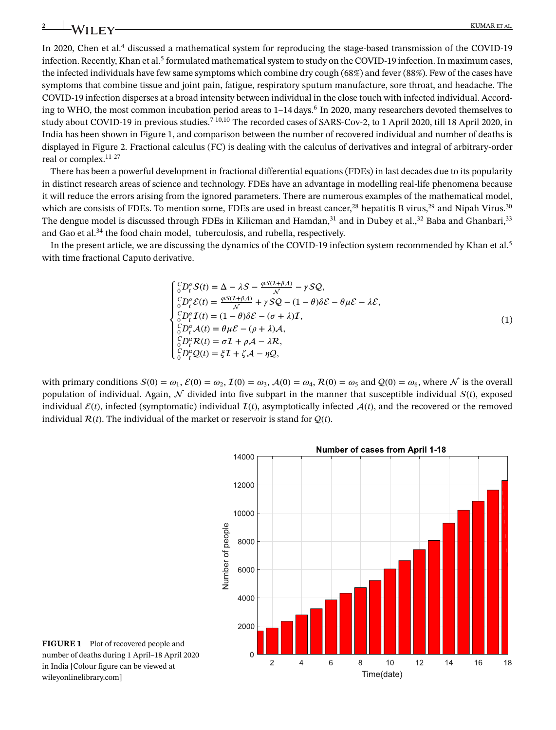In 2020, Chen et al.[4] discussed a mathematical system for reproducing the stage-based transmission of the COVID-19 infection. Recently, Khan et al.[5] formulated mathematical system to study on the COVID-19 infection. In maximum cases, the infected individuals have few same symptoms which combine dry cough (68%) and fever (88%). Few of the cases have symptoms that combine tissue and joint pain, fatigue, respiratory sputum manufacture, sore throat, and headache. The COVID-19 infection disperses at a broad intensity between individual in the close touch with infected individual. According to WHO, the most common incubation period areas to 1–14 days.[6] In 2020, many researchers devoted themselves to study about COVID-19 in previous studies.[7-10,10] The recorded cases of SARS-Cov-2, to 1 April 2020, till 18 April 2020, in India has been shown in Figure 1, and comparison between the number of recovered individual and number of deaths is displayed in Figure 2. Fractional calculus (FC) is dealing with the calculus of derivatives and integral of arbitrary-order real or complex.[11-27]

There has been a powerful development in fractional differential equations (FDEs) in last decades due to its popularity in distinct research areas of science and technology. FDEs have an advantage in modelling real-life phenomena because it will reduce the errors arising from the ignored parameters. There are numerous examples of the mathematical model, which are consists of FDEs. To mention some, FDEs are used in breast cancer,[28] hepatitis B virus,[29] and Nipah Virus.[30] The dengue model is discussed through FDEs in Kilicman and Hamdan,[31] and in Dubey et al.,[32] Baba and Ghanbari,[33] and Gao et al.[34] the food chain model, tuberculosis, and rubella, respectively.

In the present article, we are discussing the dynamics of the COVID-19 infection system recommended by Khan et al.[5] with time fractional Caputo derivative.

$$
\begin{cases}
{}_{0}^{C}D_{t}^{\alpha}\mathcal{S}(t) = \Delta - \lambda\mathcal{S} - \frac{\varphi\mathcal{S}(\mathcal{I}+\beta\mathcal{A})}{\mathcal{N}} - \gamma\mathcal{S}\mathcal{Q}, \\
{}_{0}^{C}D_{t}^{\alpha}\mathcal{E}(t) = \frac{\varphi\mathcal{S}(\mathcal{I}+\beta\mathcal{A})}{\mathcal{N}} + \gamma\mathcal{S}\mathcal{Q} - (1-\theta)\delta\mathcal{E} - \theta\mu\mathcal{E} - \lambda\mathcal{E}, \\
{}_{0}^{C}D_{t}^{\alpha}\mathcal{I}(t) = (1-\theta)\delta\mathcal{E} - (\sigma+\lambda)\mathcal{I}, \\
{}_{0}^{C}D_{t}^{\alpha}\mathcal{A}(t) = \theta\mu\mathcal{E} - (\rho+\lambda)\mathcal{A}, \\
{}_{0}^{C}D_{t}^{\alpha}\mathcal{R}(t) = \sigma\mathcal{I} + \rho\mathcal{A} - \lambda\mathcal{R}, \\
{}_{0}^{C}D_{t}^{\alpha}\mathcal{Q}(t) = \xi\mathcal{I} + \zeta\mathcal{A} - \eta\mathcal{Q},
\end{cases}
\tag{1}
$$

with primary conditions $\mathcal{S}(0) = \omega_1$, $\mathcal{E}(0) = \omega_2$, $\mathcal{I}(0) = \omega_3$, $\mathcal{A}(0) = \omega_4$, $\mathcal{R}(0) = \omega_5$ and $\mathcal{Q}(0) = \omega_6$, where $\mathcal{N}$ is the overall population of individual. Again, $\mathcal{N}$ divided into five subpart in the manner that susceptible individual $\mathcal{S}(t)$, exposed individual $\mathcal{E}(t)$, infected (symptomatic) individual $\mathcal{I}(t)$, asymptotically infected $\mathcal{A}(t)$, and the recovered or the removed individual $\mathcal{R}(t)$. The individual of the market or reservoir is stand for $\mathcal{Q}(t)$.

**FIGURE 1** Plot of recovered people and number of deaths during 1 April–18 April 2020 in India [Colour figure can be viewed at wileyonlinelibrary.com]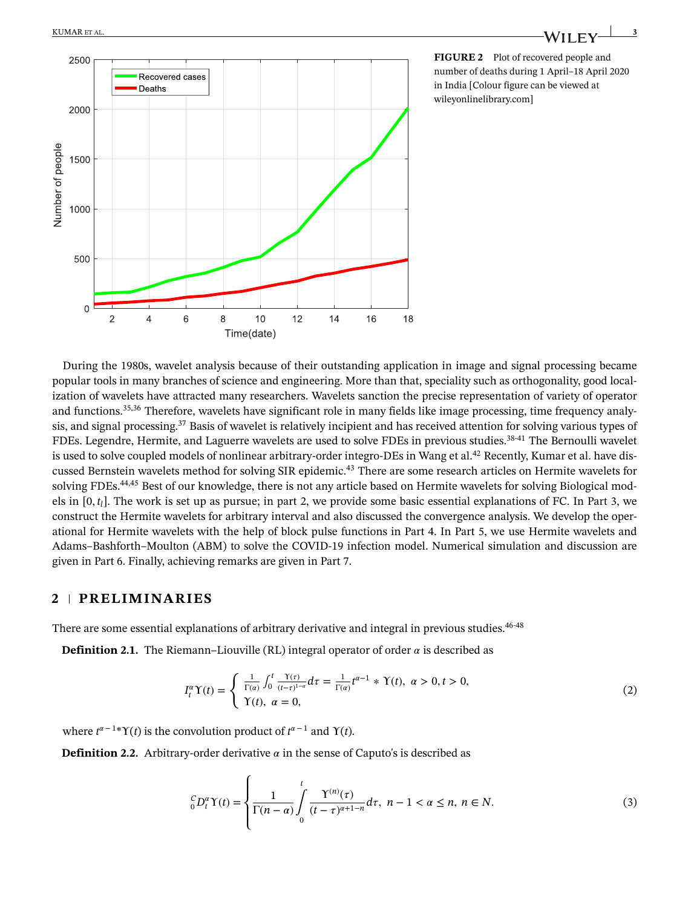FIGURE 2 Plot of recovered people and number of deaths during 1 April–18 April 2020 in India [Colour figure can be viewed at wileyonlinelibrary.com]

During the 1980s, wavelet analysis because of their outstanding application in image and signal processing became popular tools in many branches of science and engineering. More than that, speciality such as orthogonality, good localization of wavelets have attracted many researchers. Wavelets sanction the precise representation of variety of operator and functions.[35,36] Therefore, wavelets have significant role in many fields like image processing, time frequency analysis, and signal processing.[37] Basis of wavelet is relatively incipient and has received attention for solving various types of FDEs. Legendre, Hermite, and Laguerre wavelets are used to solve FDEs in previous studies.[38-41] The Bernoulli wavelet is used to solve coupled models of nonlinear arbitrary-order integro-DEs in Wang et al.[42] Recently, Kumar et al. have discussed Bernstein wavelets method for solving SIR epidemic.[43] There are some research articles on Hermite wavelets for solving FDEs.[44,45] Best of our knowledge, there is not any article based on Hermite wavelets for solving Biological models in $[0, t_l]$. The work is set up as pursue; in part 2, we provide some basic essential explanations of FC. In Part 3, we construct the Hermite wavelets for arbitrary interval and also discussed the convergence analysis. We develop the operational for Hermite wavelets with the help of block pulse functions in Part 4. In Part 5, we use Hermite wavelets and Adams–Bashforth–Moulton (ABM) to solve the COVID-19 infection model. Numerical simulation and discussion are given in Part 6. Finally, achieving remarks are given in Part 7.

## 2 | PRELIMINARIES

There are some essential explanations of arbitrary derivative and integral in previous studies.[46-48]

**Definition 2.1.** The Riemann–Liouville (RL) integral operator of order $\alpha$ is described as

$$I_t^{\alpha}\Upsilon(t) = \begin{cases} \frac{1}{\Gamma(\alpha)}\int_0^t \frac{\Upsilon(\tau)}{(t-\tau)^{1-\alpha}}d\tau = \frac{1}{\Gamma(\alpha)}t^{\alpha-1} * \Upsilon(t), \ \alpha > 0, t > 0, \\ \Upsilon(t), \ \alpha = 0, \end{cases} \tag{2}$$

where $t^{\alpha-1} * \Upsilon(t)$ is the convolution product of $t^{\alpha-1}$ and $\Upsilon(t)$.

**Definition 2.2.** Arbitrary-order derivative $\alpha$ in the sense of Caputo's is described as

$$ {}_0^C D_t^{\alpha}\Upsilon(t) = \left\{ \frac{1}{\Gamma(n-\alpha)}\int_0^t \frac{\Upsilon^{(n)}(\tau)}{(t-\tau)^{\alpha+1-n}}d\tau, \ n-1 < \alpha \leq n, \ n \in N. \right. \tag{3}$$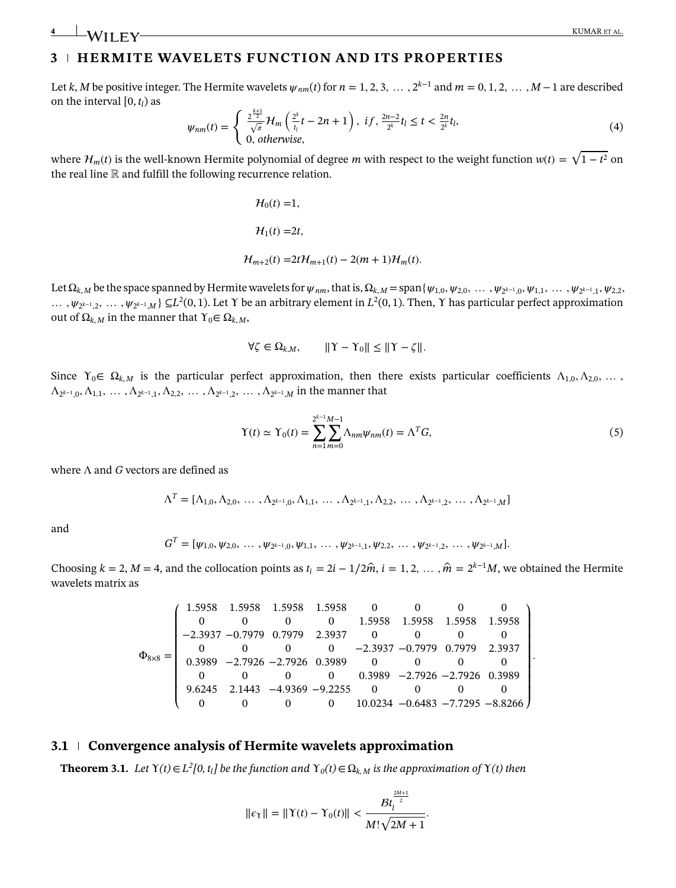## 3 | HERMITE WAVELETS FUNCTION AND ITS PROPERTIES

Let $k, M$ be positive integer. The Hermite wavelets $\psi_{nm}(t)$ for $n = 1, 2, 3, \dots, 2^{k-1}$ and $m = 0, 1, 2, \dots, M-1$ are described on the interval $[0, t_l)$ as

$$\psi_{nm}(t) = \begin{cases} \frac{2^{\frac{k+1}{2}}}{\sqrt{\pi}} \mathcal{H}_m\left(\frac{2^k}{t_l}t - 2n + 1\right), & if, \frac{2n-2}{2^k}t_l \leq t < \frac{2n}{2^k}t_l, \\ 0, otherwise, \end{cases} \tag{4}$$

where $\mathcal{H}_m(t)$ is the well-known Hermite polynomial of degree $m$ with respect to the weight function $w(t) = \sqrt{1-t^2}$ on the real line $\mathbb{R}$ and fulfill the following recurrence relation.

$$\mathcal{H}_0(t) = 1,$$

$$\mathcal{H}_1(t) = 2t,$$

$$\mathcal{H}_{m+2}(t) = 2t\mathcal{H}_{m+1}(t) - 2(m+1)\mathcal{H}_m(t).$$

Let $\Omega_{k,M}$ be the space spanned by Hermite wavelets for $\psi_{nm}$, that is, $\Omega_{k,M} = \text{span}\{\psi_{1,0}, \psi_{2,0}, \dots, \psi_{2^{k-1},0}, \psi_{1,1}, \dots, \psi_{2^{k-1},1}, \psi_{2,2}, \dots, \psi_{2^{k-1},2}, \dots, \psi_{2^{k-1},M}\} \subseteq L^2(0,1)$. Let $\Upsilon$ be an arbitrary element in $L^2(0,1)$. Then, $\Upsilon$ has particular perfect approximation out of $\Omega_{k,M}$ in the manner that $\Upsilon_0 \in \Omega_{k,M}$,

$$\forall \zeta \in \Omega_{k,M}, \qquad \|\Upsilon - \Upsilon_0\| \leq \|\Upsilon - \zeta\|.$$

Since $\Upsilon_0 \in \Omega_{k,M}$ is the particular perfect approximation, then there exists particular coefficients $\Lambda_{1,0}, \Lambda_{2,0}, \dots, \Lambda_{2^{k-1},0}, \Lambda_{1,1}, \dots, \Lambda_{2^{k-1},1}, \Lambda_{2,2}, \dots, \Lambda_{2^{k-1},2}, \dots, \Lambda_{2^{k-1},M}$ in the manner that

$$\Upsilon(t) \simeq \Upsilon_0(t) = \sum_{n=1}^{2^{k-1}} \sum_{m=0}^{M-1} \Lambda_{nm}\psi_{nm}(t) = \Lambda^T G, \tag{5}$$

where $\Lambda$ and $G$ vectors are defined as

$$\Lambda^T = [\Lambda_{1,0}, \Lambda_{2,0}, \dots, \Lambda_{2^{k-1},0}, \Lambda_{1,1}, \dots, \Lambda_{2^{k-1},1}, \Lambda_{2,2}, \dots, \Lambda_{2^{k-1},2}, \dots, \Lambda_{2^{k-1},M}]$$

and

$$G^T = [\psi_{1,0}, \psi_{2,0}, \dots, \psi_{2^{k-1},0}, \psi_{1,1}, \dots, \psi_{2^{k-1},1}, \psi_{2,2}, \dots, \psi_{2^{k-1},2}, \dots, \psi_{2^{k-1},M}].$$

Choosing $k = 2$, $M = 4$, and the collocation points as $t_i = 2i - 1/2\hat{m}$, $i = 1, 2, \dots, \hat{m} = 2^{k-1}M$, we obtained the Hermite wavelets matrix as

$$\Phi_{8\times 8} = \begin{pmatrix} 1.5958 & 1.5958 & 1.5958 & 1.5958 & 0 & 0 & 0 & 0 \\ 0 & 0 & 0 & 0 & 1.5958 & 1.5958 & 1.5958 & 1.5958 \\ -2.3937 & -0.7979 & 0.7979 & 2.3937 & 0 & 0 & 0 & 0 \\ 0 & 0 & 0 & 0 & -2.3937 & -0.7979 & 0.7979 & 2.3937 \\ 0.3989 & -2.7926 & -2.7926 & 0.3989 & 0 & 0 & 0 & 0 \\ 0 & 0 & 0 & 0 & 0.3989 & -2.7926 & -2.7926 & 0.3989 \\ 9.6245 & 2.1443 & -4.9369 & -9.2255 & 0 & 0 & 0 & 0 \\ 0 & 0 & 0 & 0 & 10.0234 & -0.6483 & -7.7295 & -8.8266 \end{pmatrix}.$$

### 3.1 | Convergence analysis of Hermite wavelets approximation

**Theorem 3.1.** *Let $\Upsilon(t) \in L^2[0, t_l]$ be the function and $\Upsilon_0(t) \in \Omega_{k,M}$ is the approximation of $\Upsilon(t)$ then*

$$\|\epsilon_\Upsilon\| = \|\Upsilon(t) - \Upsilon_0(t)\| < \frac{\mathcal{B}t_l^{\frac{2M+1}{2}}}{M!\sqrt{2M+1}}.$$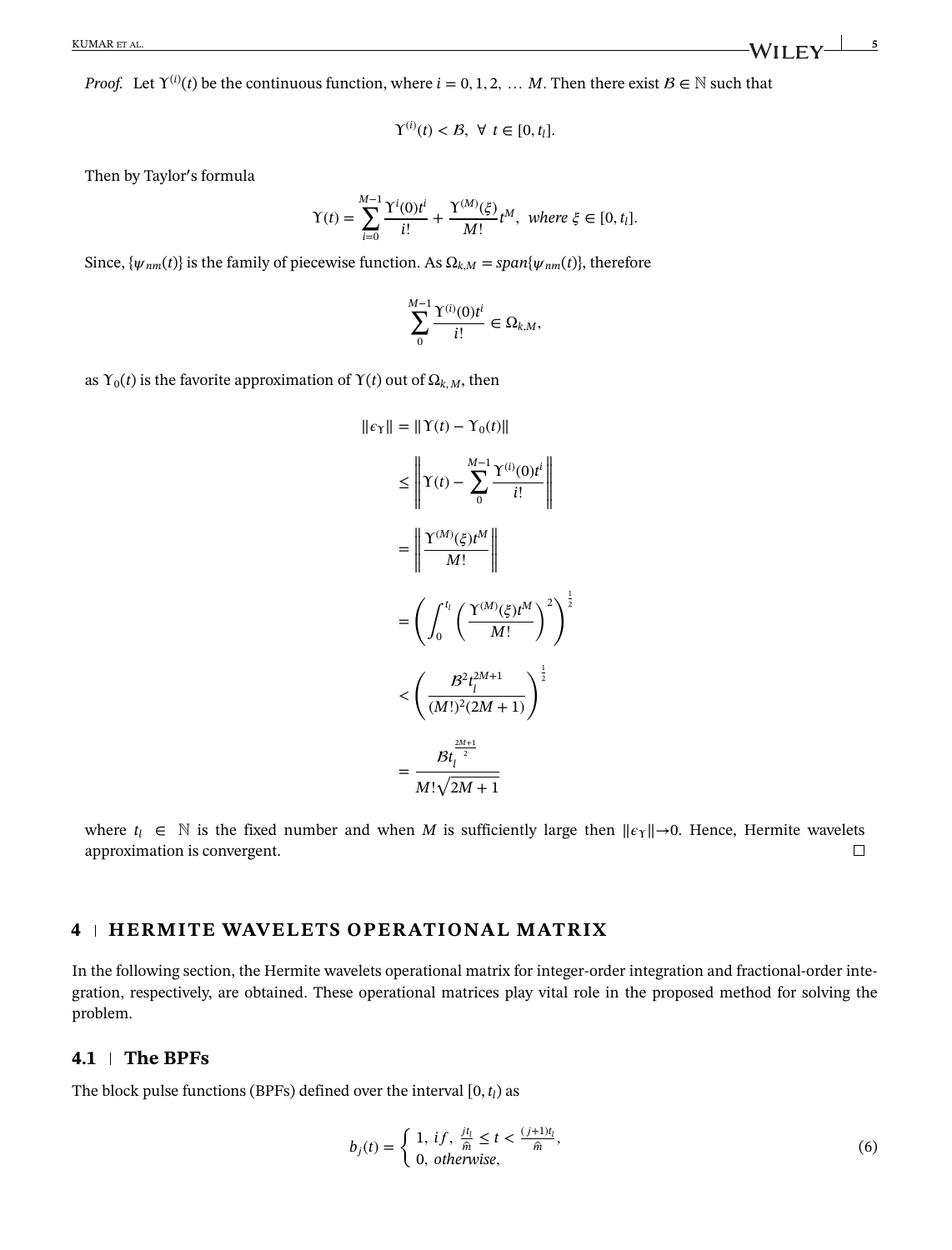*Proof.* Let $\Upsilon^{(i)}(t)$ be the continuous function, where $i = 0, 1, 2, \ldots M$. Then there exist $\mathcal{B} \in \mathbb{N}$ such that

$$\Upsilon^{(i)}(t) < \mathcal{B}, \ \forall \ t \in [0, t_l].$$

Then by Taylor′s formula

$$\Upsilon(t) = \sum_{i=0}^{M-1} \frac{\Upsilon^{i}(0)t^{i}}{i!} + \frac{\Upsilon^{(M)}(\xi)}{M!}t^{M}, \ \textit{where} \ \xi \in [0, t_l].$$

Since, $\{\psi_{nm}(t)\}$ is the family of piecewise function. As $\Omega_{k,M} = span\{\psi_{nm}(t)\}$, therefore

$$\sum_{0}^{M-1} \frac{\Upsilon^{(i)}(0)t^{i}}{i!} \in \Omega_{k,M},$$

as $\Upsilon_0(t)$ is the favorite approximation of $\Upsilon(t)$ out of $\Omega_{k,M}$, then

$$\begin{aligned}
\|\epsilon_{\Upsilon}\| &= \|\Upsilon(t) - \Upsilon_0(t)\| \\
&\leq \left\| \Upsilon(t) - \sum_{0}^{M-1} \frac{\Upsilon^{(i)}(0)t^{i}}{i!} \right\| \\
&= \left\| \frac{\Upsilon^{(M)}(\xi)t^{M}}{M!} \right\| \\
&= \left( \int_0^{t_l} \left( \frac{\Upsilon^{(M)}(\xi)t^{M}}{M!} \right)^2 \right)^{\frac{1}{2}} \\
&< \left( \frac{\mathcal{B}^2 t_l^{2M+1}}{(M!)^2(2M+1)} \right)^{\frac{1}{2}} \\
&= \frac{\mathcal{B} t_l^{\frac{2M+1}{2}}}{M!\sqrt{2M+1}}
\end{aligned}$$

where $t_l \in \mathbb{N}$ is the fixed number and when $M$ is sufficiently large then $\|\epsilon_{\Upsilon}\| \to 0$. Hence, Hermite wavelets approximation is convergent. □

## 4 | HERMITE WAVELETS OPERATIONAL MATRIX

In the following section, the Hermite wavelets operational matrix for integer-order integration and fractional-order integration, respectively, are obtained. These operational matrices play vital role in the proposed method for solving the problem.

### 4.1 | The BPFs

The block pulse functions (BPFs) defined over the interval $[0, t_l)$ as

$$b_j(t) = \begin{cases} 1, \ if, \ \frac{jt_l}{\hat{m}} \leq t < \frac{(j+1)t_l}{\hat{m}}, \\ 0, \ otherwise, \end{cases} \tag{6}$$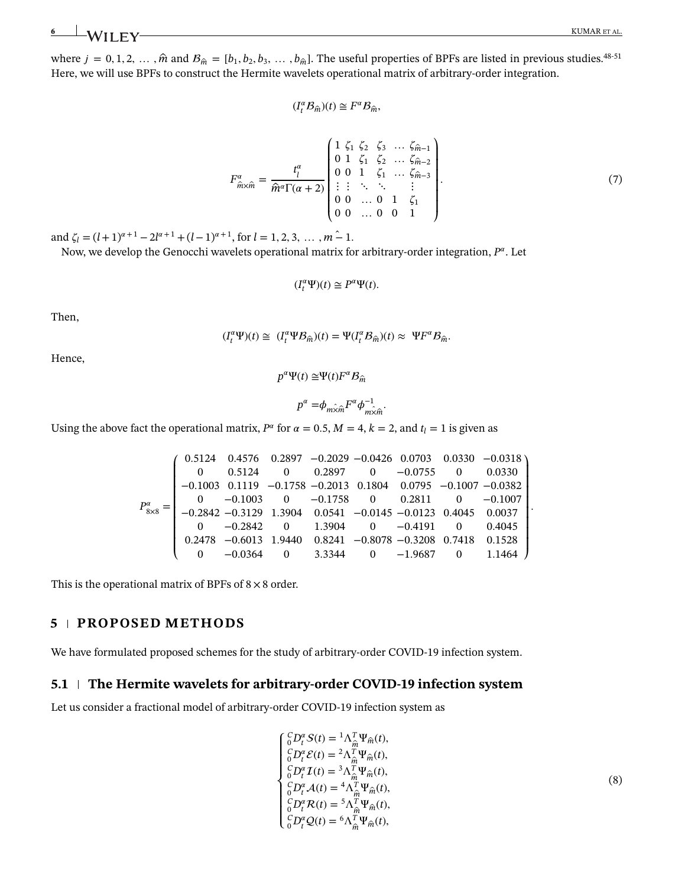where $j = 0, 1, 2, \ldots, \hat{m}$ and $\mathcal{B}_{\hat{m}} = [b_1, b_2, b_3, \ldots, b_{\hat{m}}]$. The useful properties of BPFs are listed in previous studies.[48-51] Here, we will use BPFs to construct the Hermite wavelets operational matrix of arbitrary-order integration.

$$(I_t^{\alpha}\mathcal{B}_{\hat{m}})(t) \cong F^{\alpha}\mathcal{B}_{\hat{m}},$$

$$F^{\alpha}_{\hat{m}\times\hat{m}} = \frac{t_l^{\alpha}}{\hat{m}^{\alpha}\Gamma(\alpha+2)}\begin{pmatrix} 1 & \zeta_1 & \zeta_2 & \zeta_3 & \ldots & \zeta_{\hat{m}-1} \\ 0 & 1 & \zeta_1 & \zeta_2 & \ldots & \zeta_{\hat{m}-2} \\ 0 & 0 & 1 & \zeta_1 & \ldots & \zeta_{\hat{m}-3} \\ \vdots & \vdots & \ddots & \ddots & & \vdots \\ 0 & 0 & \ldots & 0 & 1 & \zeta_1 \\ 0 & 0 & \ldots & 0 & 0 & 1 \end{pmatrix}. \tag{7}$$

and $\zeta_l = (l+1)^{\alpha+1} - 2l^{\alpha+1} + (l-1)^{\alpha+1}$, for $l = 1, 2, 3, \ldots, \hat{m} - 1$.

Now, we develop the Genocchi wavelets operational matrix for arbitrary-order integration, $P^{\alpha}$. Let

$$(I_t^{\alpha}\Psi)(t) \cong P^{\alpha}\Psi(t).$$

Then,

$$(I_t^{\alpha}\Psi)(t) \cong (I_t^{\alpha}\Psi\mathcal{B}_{\hat{m}})(t) = \Psi(I_t^{\alpha}\mathcal{B}_{\hat{m}})(t) \approx \Psi F^{\alpha}\mathcal{B}_{\hat{m}}.$$

Hence,

$$p^{\alpha}\Psi(t) \cong \Psi(t)F^{\alpha}\mathcal{B}_{\hat{m}}$$

$$p^{\alpha} = \phi_{\hat{m}\times\hat{m}}F^{\alpha}\phi^{-1}_{\hat{m}\times\hat{m}}.$$

Using the above fact the operational matrix, $P^{\alpha}$ for $\alpha = 0.5$, $M = 4$, $k = 2$, and $t_l = 1$ is given as

$$P^{\alpha}_{8\times8} = \begin{pmatrix} 0.5124 & 0.4576 & 0.2897 & -0.2029 & -0.0426 & 0.0703 & 0.0330 & -0.0318 \\ 0 & 0.5124 & 0 & 0.2897 & 0 & -0.0755 & 0 & 0.0330 \\ -0.1003 & 0.1119 & -0.1758 & -0.2013 & 0.1804 & 0.0795 & -0.1007 & -0.0382 \\ 0 & -0.1003 & 0 & -0.1758 & 0 & 0.2811 & 0 & -0.1007 \\ -0.2842 & -0.3129 & 1.3904 & 0.0541 & -0.0145 & -0.0123 & 0.4045 & 0.0037 \\ 0 & -0.2842 & 0 & 1.3904 & 0 & -0.4191 & 0 & 0.4045 \\ 0.2478 & -0.6013 & 1.9440 & 0.8241 & -0.8078 & -0.3208 & 0.7418 & 0.1528 \\ 0 & -0.0364 & 0 & 3.3344 & 0 & -1.9687 & 0 & 1.1464 \end{pmatrix}.$$

This is the operational matrix of BPFs of $8 \times 8$ order.

## 5 | PROPOSED METHODS

We have formulated proposed schemes for the study of arbitrary-order COVID-19 infection system.

### 5.1 | The Hermite wavelets for arbitrary-order COVID-19 infection system

Let us consider a fractional model of arbitrary-order COVID-19 infection system as

$$\begin{cases} {}_0^C D_t^{\alpha}\mathcal{S}(t) = {}^1\Lambda_{\hat{m}}^T\Psi_{\hat{m}}(t), \\ {}_0^C D_t^{\alpha}\mathcal{E}(t) = {}^2\Lambda_{\hat{m}}^T\Psi_{\hat{m}}(t), \\ {}_0^C D_t^{\alpha}\mathcal{I}(t) = {}^3\Lambda_{\hat{m}}^T\Psi_{\hat{m}}(t), \\ {}_0^C D_t^{\alpha}\mathcal{A}(t) = {}^4\Lambda_{\hat{m}}^T\Psi_{\hat{m}}(t), \\ {}_0^C D_t^{\alpha}\mathcal{R}(t) = {}^5\Lambda_{\hat{m}}^T\Psi_{\hat{m}}(t), \\ {}_0^C D_t^{\alpha}\mathcal{Q}(t) = {}^6\Lambda_{\hat{m}}^T\Psi_{\hat{m}}(t), \end{cases} \tag{8}$$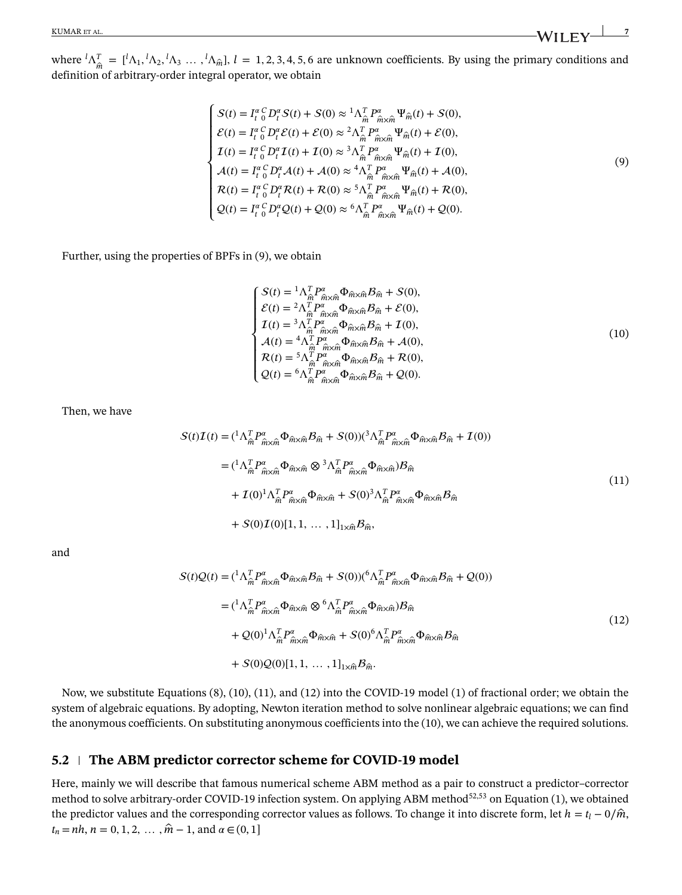where ${}^{l}\Lambda^{T}_{\hat{m}} = [{}^{l}\Lambda_1, {}^{l}\Lambda_2, {}^{l}\Lambda_3 \ \ldots\ , {}^{l}\Lambda_{\hat{m}}]$, $l = 1, 2, 3, 4, 5, 6$ are unknown coefficients. By using the primary conditions and definition of arbitrary-order integral operator, we obtain

$$
\begin{cases}
\mathcal{S}(t) = I^{\alpha}_{t}\, {}^{C}_{0}D^{\alpha}_{t}\mathcal{S}(t) + \mathcal{S}(0) \approx {}^{1}\Lambda^{T}_{\hat{m}} P^{\alpha}_{\hat{m}\times\hat{m}} \Psi_{\hat{m}}(t) + \mathcal{S}(0), \\
\mathcal{E}(t) = I^{\alpha}_{t}\, {}^{C}_{0}D^{\alpha}_{t}\mathcal{E}(t) + \mathcal{E}(0) \approx {}^{2}\Lambda^{T}_{\hat{m}} P^{\alpha}_{\hat{m}\times\hat{m}} \Psi_{\hat{m}}(t) + \mathcal{E}(0), \\
\mathcal{I}(t) = I^{\alpha}_{t}\, {}^{C}_{0}D^{\alpha}_{t}\mathcal{I}(t) + \mathcal{I}(0) \approx {}^{3}\Lambda^{T}_{\hat{m}} P^{\alpha}_{\hat{m}\times\hat{m}} \Psi_{\hat{m}}(t) + \mathcal{I}(0), \\
\mathcal{A}(t) = I^{\alpha}_{t}\, {}^{C}_{0}D^{\alpha}_{t}\mathcal{A}(t) + \mathcal{A}(0) \approx {}^{4}\Lambda^{T}_{\hat{m}} P^{\alpha}_{\hat{m}\times\hat{m}} \Psi_{\hat{m}}(t) + \mathcal{A}(0), \\
\mathcal{R}(t) = I^{\alpha}_{t}\, {}^{C}_{0}D^{\alpha}_{t}\mathcal{R}(t) + \mathcal{R}(0) \approx {}^{5}\Lambda^{T}_{\hat{m}} P^{\alpha}_{\hat{m}\times\hat{m}} \Psi_{\hat{m}}(t) + \mathcal{R}(0), \\
\mathcal{Q}(t) = I^{\alpha}_{t}\, {}^{C}_{0}D^{\alpha}_{t}\mathcal{Q}(t) + \mathcal{Q}(0) \approx {}^{6}\Lambda^{T}_{\hat{m}} P^{\alpha}_{\hat{m}\times\hat{m}} \Psi_{\hat{m}}(t) + \mathcal{Q}(0).
\end{cases}
\tag{9}
$$

Further, using the properties of BPFs in (9), we obtain

$$
\begin{cases}
\mathcal{S}(t) = {}^{1}\Lambda^{T}_{\hat{m}} P^{\alpha}_{\hat{m}\times\hat{m}} \Phi_{\hat{m}\times\hat{m}} \mathcal{B}_{\hat{m}} + \mathcal{S}(0), \\
\mathcal{E}(t) = {}^{2}\Lambda^{T}_{\hat{m}} P^{\alpha}_{\hat{m}\times\hat{m}} \Phi_{\hat{m}\times\hat{m}} \mathcal{B}_{\hat{m}} + \mathcal{E}(0), \\
\mathcal{I}(t) = {}^{3}\Lambda^{T}_{\hat{m}} P^{\alpha}_{\hat{m}\times\hat{m}} \Phi_{\hat{m}\times\hat{m}} \mathcal{B}_{\hat{m}} + \mathcal{I}(0), \\
\mathcal{A}(t) = {}^{4}\Lambda^{T}_{\hat{m}} P^{\alpha}_{\hat{m}\times\hat{m}} \Phi_{\hat{m}\times\hat{m}} \mathcal{B}_{\hat{m}} + \mathcal{A}(0), \\
\mathcal{R}(t) = {}^{5}\Lambda^{T}_{\hat{m}} P^{\alpha}_{\hat{m}\times\hat{m}} \Phi_{\hat{m}\times\hat{m}} \mathcal{B}_{\hat{m}} + \mathcal{R}(0), \\
\mathcal{Q}(t) = {}^{6}\Lambda^{T}_{\hat{m}} P^{\alpha}_{\hat{m}\times\hat{m}} \Phi_{\hat{m}\times\hat{m}} \mathcal{B}_{\hat{m}} + \mathcal{Q}(0).
\end{cases}
\tag{10}
$$

Then, we have

$$
\begin{aligned}
\mathcal{S}(t)\mathcal{I}(t) &= ({}^{1}\Lambda^{T}_{\hat{m}} P^{\alpha}_{\hat{m}\times\hat{m}} \Phi_{\hat{m}\times\hat{m}} \mathcal{B}_{\hat{m}} + \mathcal{S}(0))({}^{3}\Lambda^{T}_{\hat{m}} P^{\alpha}_{\hat{m}\times\hat{m}} \Phi_{\hat{m}\times\hat{m}} \mathcal{B}_{\hat{m}} + \mathcal{I}(0)) \\
&= ({}^{1}\Lambda^{T}_{\hat{m}} P^{\alpha}_{\hat{m}\times\hat{m}} \Phi_{\hat{m}\times\hat{m}} \otimes {}^{3}\Lambda^{T}_{\hat{m}} P^{\alpha}_{\hat{m}\times\hat{m}} \Phi_{\hat{m}\times\hat{m}}) \mathcal{B}_{\hat{m}} \\
&\quad + \mathcal{I}(0){}^{1}\Lambda^{T}_{\hat{m}} P^{\alpha}_{\hat{m}\times\hat{m}} \Phi_{\hat{m}\times\hat{m}} + \mathcal{S}(0){}^{3}\Lambda^{T}_{\hat{m}} P^{\alpha}_{\hat{m}\times\hat{m}} \Phi_{\hat{m}\times\hat{m}} \mathcal{B}_{\hat{m}} \\
&\quad + \mathcal{S}(0)\mathcal{I}(0)[1, 1, \ \ldots\ , 1]_{1\times\hat{m}} \mathcal{B}_{\hat{m}},
\end{aligned}
\tag{11}
$$

and

$$
\begin{aligned}
\mathcal{S}(t)\mathcal{Q}(t) &= ({}^{1}\Lambda^{T}_{\hat{m}} P^{\alpha}_{\hat{m}\times\hat{m}} \Phi_{\hat{m}\times\hat{m}} \mathcal{B}_{\hat{m}} + \mathcal{S}(0))({}^{6}\Lambda^{T}_{\hat{m}} P^{\alpha}_{\hat{m}\times\hat{m}} \Phi_{\hat{m}\times\hat{m}} \mathcal{B}_{\hat{m}} + \mathcal{Q}(0)) \\
&= ({}^{1}\Lambda^{T}_{\hat{m}} P^{\alpha}_{\hat{m}\times\hat{m}} \Phi_{\hat{m}\times\hat{m}} \otimes {}^{6}\Lambda^{T}_{\hat{m}} P^{\alpha}_{\hat{m}\times\hat{m}} \Phi_{\hat{m}\times\hat{m}}) \mathcal{B}_{\hat{m}} \\
&\quad + \mathcal{Q}(0){}^{1}\Lambda^{T}_{\hat{m}} P^{\alpha}_{\hat{m}\times\hat{m}} \Phi_{\hat{m}\times\hat{m}} + \mathcal{S}(0){}^{6}\Lambda^{T}_{\hat{m}} P^{\alpha}_{\hat{m}\times\hat{m}} \Phi_{\hat{m}\times\hat{m}} \mathcal{B}_{\hat{m}} \\
&\quad + \mathcal{S}(0)\mathcal{Q}(0)[1, 1, \ \ldots\ , 1]_{1\times\hat{m}} \mathcal{B}_{\hat{m}}.
\end{aligned}
\tag{12}
$$

Now, we substitute Equations (8), (10), (11), and (12) into the COVID-19 model (1) of fractional order; we obtain the system of algebraic equations. By adopting, Newton iteration method to solve nonlinear algebraic equations; we can find the anonymous coefficients. On substituting anonymous coefficients into the (10), we can achieve the required solutions.

## 5.2 | The ABM predictor corrector scheme for COVID-19 model

Here, mainly we will describe that famous numerical scheme ABM method as a pair to construct a predictor–corrector method to solve arbitrary-order COVID-19 infection system. On applying ABM method[52,53] on Equation (1), we obtained the predictor values and the corresponding corrector values as follows. To change it into discrete form, let $h = t_l - 0/\hat{m}$, $t_n = nh$, $n = 0, 1, 2, \ \ldots\ , \hat{m} - 1$, and $\alpha \in (0, 1]$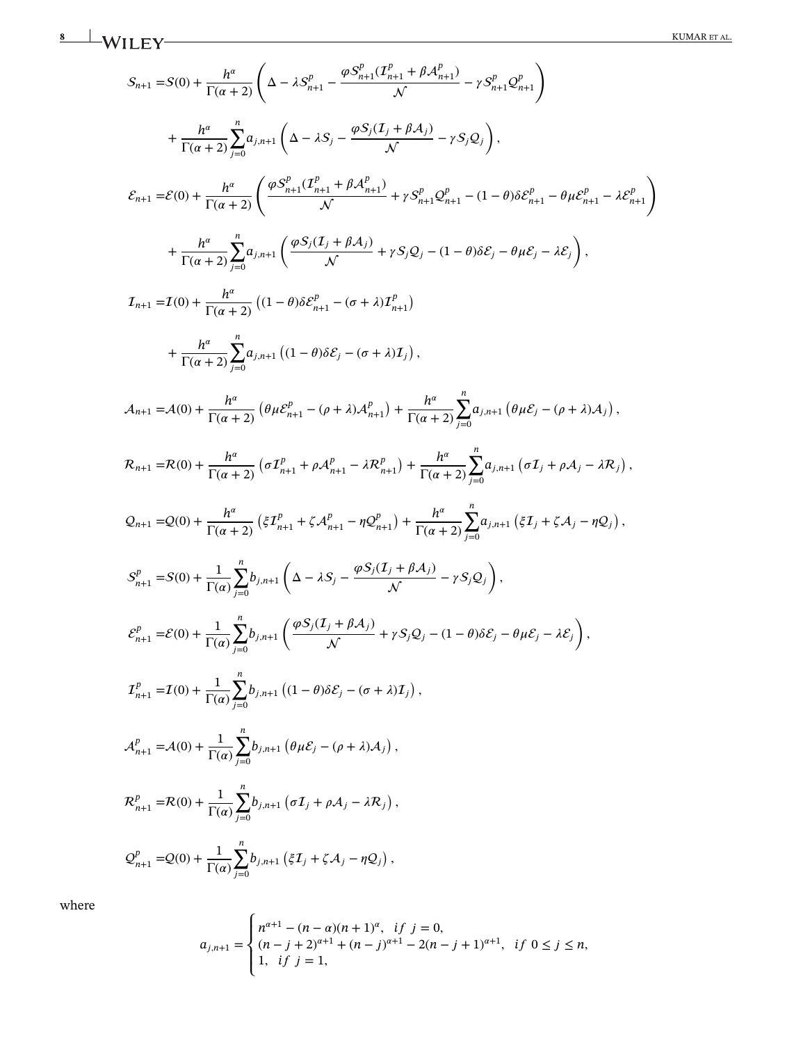$$\mathcal{S}_{n+1} = \mathcal{S}(0) + \frac{h^\alpha}{\Gamma(\alpha+2)}\left(\Delta - \lambda\mathcal{S}^p_{n+1} - \frac{\varphi\mathcal{S}^p_{n+1}(\mathcal{I}^p_{n+1} + \beta\mathcal{A}^p_{n+1})}{\mathcal{N}} - \gamma\mathcal{S}^p_{n+1}\mathcal{Q}^p_{n+1}\right)$$

$$+ \frac{h^\alpha}{\Gamma(\alpha+2)}\sum_{j=0}^{n} a_{j,n+1}\left(\Delta - \lambda\mathcal{S}_j - \frac{\varphi\mathcal{S}_j(\mathcal{I}_j + \beta\mathcal{A}_j)}{\mathcal{N}} - \gamma\mathcal{S}_j\mathcal{Q}_j\right),$$

$$\mathcal{E}_{n+1} = \mathcal{E}(0) + \frac{h^\alpha}{\Gamma(\alpha+2)}\left(\frac{\varphi\mathcal{S}^p_{n+1}(\mathcal{I}^p_{n+1} + \beta\mathcal{A}^p_{n+1})}{\mathcal{N}} + \gamma\mathcal{S}^p_{n+1}\mathcal{Q}^p_{n+1} - (1-\theta)\delta\mathcal{E}^p_{n+1} - \theta\mu\mathcal{E}^p_{n+1} - \lambda\mathcal{E}^p_{n+1}\right)$$

$$+ \frac{h^\alpha}{\Gamma(\alpha+2)}\sum_{j=0}^{n} a_{j,n+1}\left(\frac{\varphi\mathcal{S}_j(\mathcal{I}_j + \beta\mathcal{A}_j)}{\mathcal{N}} + \gamma\mathcal{S}_j\mathcal{Q}_j - (1-\theta)\delta\mathcal{E}_j - \theta\mu\mathcal{E}_j - \lambda\mathcal{E}_j\right),$$

$$\mathcal{I}_{n+1} = \mathcal{I}(0) + \frac{h^\alpha}{\Gamma(\alpha+2)}\left((1-\theta)\delta\mathcal{E}^p_{n+1} - (\sigma+\lambda)\mathcal{I}^p_{n+1}\right)$$

$$+ \frac{h^\alpha}{\Gamma(\alpha+2)}\sum_{j=0}^{n} a_{j,n+1}\left((1-\theta)\delta\mathcal{E}_j - (\sigma+\lambda)\mathcal{I}_j\right),$$

$$\mathcal{A}_{n+1} = \mathcal{A}(0) + \frac{h^\alpha}{\Gamma(\alpha+2)}\left(\theta\mu\mathcal{E}^p_{n+1} - (\rho+\lambda)\mathcal{A}^p_{n+1}\right) + \frac{h^\alpha}{\Gamma(\alpha+2)}\sum_{j=0}^{n} a_{j,n+1}\left(\theta\mu\mathcal{E}_j - (\rho+\lambda)\mathcal{A}_j\right),$$

$$\mathcal{R}_{n+1} = \mathcal{R}(0) + \frac{h^\alpha}{\Gamma(\alpha+2)}\left(\sigma\mathcal{I}^p_{n+1} + \rho\mathcal{A}^p_{n+1} - \lambda\mathcal{R}^p_{n+1}\right) + \frac{h^\alpha}{\Gamma(\alpha+2)}\sum_{j=0}^{n} a_{j,n+1}\left(\sigma\mathcal{I}_j + \rho\mathcal{A}_j - \lambda\mathcal{R}_j\right),$$

$$\mathcal{Q}_{n+1} = \mathcal{Q}(0) + \frac{h^\alpha}{\Gamma(\alpha+2)}\left(\xi\mathcal{I}^p_{n+1} + \zeta\mathcal{A}^p_{n+1} - \eta\mathcal{Q}^p_{n+1}\right) + \frac{h^\alpha}{\Gamma(\alpha+2)}\sum_{j=0}^{n} a_{j,n+1}\left(\xi\mathcal{I}_j + \zeta\mathcal{A}_j - \eta\mathcal{Q}_j\right),$$

$$\mathcal{S}^p_{n+1} = \mathcal{S}(0) + \frac{1}{\Gamma(\alpha)}\sum_{j=0}^{n} b_{j,n+1}\left(\Delta - \lambda\mathcal{S}_j - \frac{\varphi\mathcal{S}_j(\mathcal{I}_j + \beta\mathcal{A}_j)}{\mathcal{N}} - \gamma\mathcal{S}_j\mathcal{Q}_j\right),$$

$$\mathcal{E}^p_{n+1} = \mathcal{E}(0) + \frac{1}{\Gamma(\alpha)}\sum_{j=0}^{n} b_{j,n+1}\left(\frac{\varphi\mathcal{S}_j(\mathcal{I}_j + \beta\mathcal{A}_j)}{\mathcal{N}} + \gamma\mathcal{S}_j\mathcal{Q}_j - (1-\theta)\delta\mathcal{E}_j - \theta\mu\mathcal{E}_j - \lambda\mathcal{E}_j\right),$$

$$\mathcal{I}^p_{n+1} = \mathcal{I}(0) + \frac{1}{\Gamma(\alpha)}\sum_{j=0}^{n} b_{j,n+1}\left((1-\theta)\delta\mathcal{E}_j - (\sigma+\lambda)\mathcal{I}_j\right),$$

$$\mathcal{A}^p_{n+1} = \mathcal{A}(0) + \frac{1}{\Gamma(\alpha)}\sum_{j=0}^{n} b_{j,n+1}\left(\theta\mu\mathcal{E}_j - (\rho+\lambda)\mathcal{A}_j\right),$$

$$\mathcal{R}^p_{n+1} = \mathcal{R}(0) + \frac{1}{\Gamma(\alpha)}\sum_{j=0}^{n} b_{j,n+1}\left(\sigma\mathcal{I}_j + \rho\mathcal{A}_j - \lambda\mathcal{R}_j\right),$$

$$\mathcal{Q}^p_{n+1} = \mathcal{Q}(0) + \frac{1}{\Gamma(\alpha)}\sum_{j=0}^{n} b_{j,n+1}\left(\xi\mathcal{I}_j + \zeta\mathcal{A}_j - \eta\mathcal{Q}_j\right),$$

where

$$a_{j,n+1} = \begin{cases} n^{\alpha+1} - (n-\alpha)(n+1)^\alpha, & if\ j = 0, \\ (n-j+2)^{\alpha+1} + (n-j)^{\alpha+1} - 2(n-j+1)^{\alpha+1}, & if\ 0 \le j \le n, \\ 1, & if\ j = 1, \end{cases}$$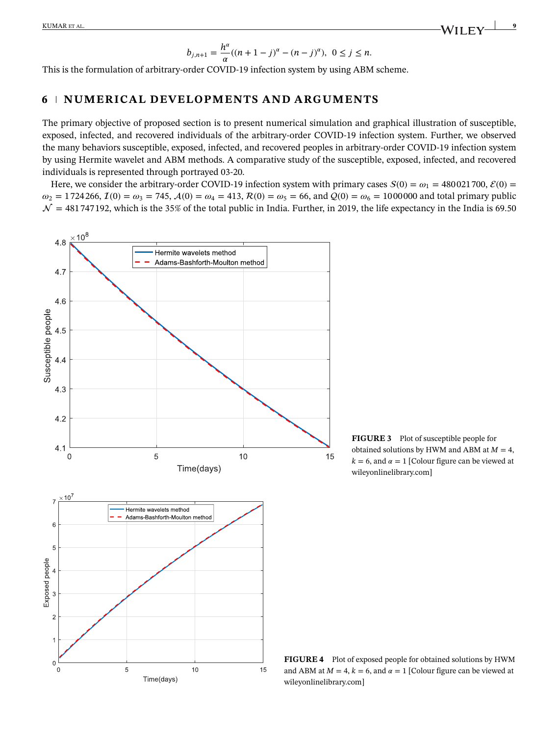$$b_{j,n+1} = \frac{h^{\alpha}}{\alpha}((n+1-j)^{\alpha} - (n-j)^{\alpha}), \ 0 \leq j \leq n.$$

This is the formulation of arbitrary-order COVID-19 infection system by using ABM scheme.

## 6 | NUMERICAL DEVELOPMENTS AND ARGUMENTS

The primary objective of proposed section is to present numerical simulation and graphical illustration of susceptible, exposed, infected, and recovered individuals of the arbitrary-order COVID-19 infection system. Further, we observed the many behaviors susceptible, exposed, infected, and recovered peoples in arbitrary-order COVID-19 infection system by using Hermite wavelet and ABM methods. A comparative study of the susceptible, exposed, infected, and recovered individuals is represented through portrayed 03-20.

Here, we consider the arbitrary-order COVID-19 infection system with primary cases $\mathcal{S}(0) = \omega_1 = 480021700$, $\mathcal{E}(0) = \omega_2 = 1724266$, $\mathcal{I}(0) = \omega_3 = 745$, $\mathcal{A}(0) = \omega_4 = 413$, $\mathcal{R}(0) = \omega_5 = 66$, and $\mathcal{Q}(0) = \omega_6 = 1000000$ and total primary public $\mathcal{N} = 481747192$, which is the 35% of the total public in India. Further, in 2019, the life expectancy in the India is 69.50

FIGURE 3 Plot of susceptible people for obtained solutions by HWM and ABM at $M = 4$, $k = 6$, and $\alpha = 1$ [Colour figure can be viewed at wileyonlinelibrary.com]

FIGURE 4 Plot of exposed people for obtained solutions by HWM and ABM at $M = 4$, $k = 6$, and $\alpha = 1$ [Colour figure can be viewed at wileyonlinelibrary.com]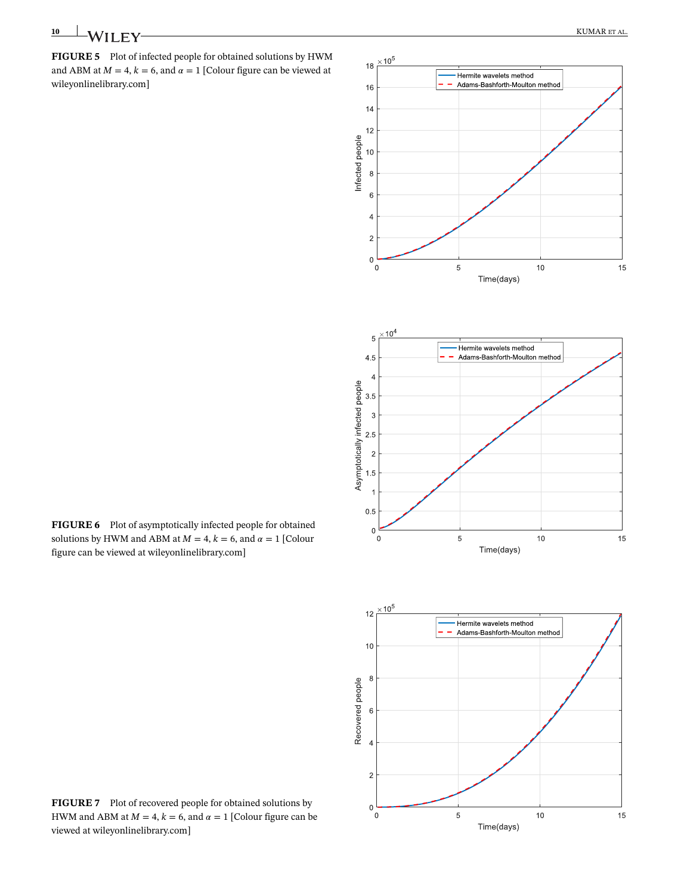**FIGURE 5** Plot of infected people for obtained solutions by HWM and ABM at $M = 4$, $k = 6$, and $\alpha = 1$ [Colour figure can be viewed at wileyonlinelibrary.com]

**FIGURE 6** Plot of asymptotically infected people for obtained solutions by HWM and ABM at $M = 4$, $k = 6$, and $\alpha = 1$ [Colour figure can be viewed at wileyonlinelibrary.com]

**FIGURE 7** Plot of recovered people for obtained solutions by HWM and ABM at $M = 4$, $k = 6$, and $\alpha = 1$ [Colour figure can be viewed at wileyonlinelibrary.com]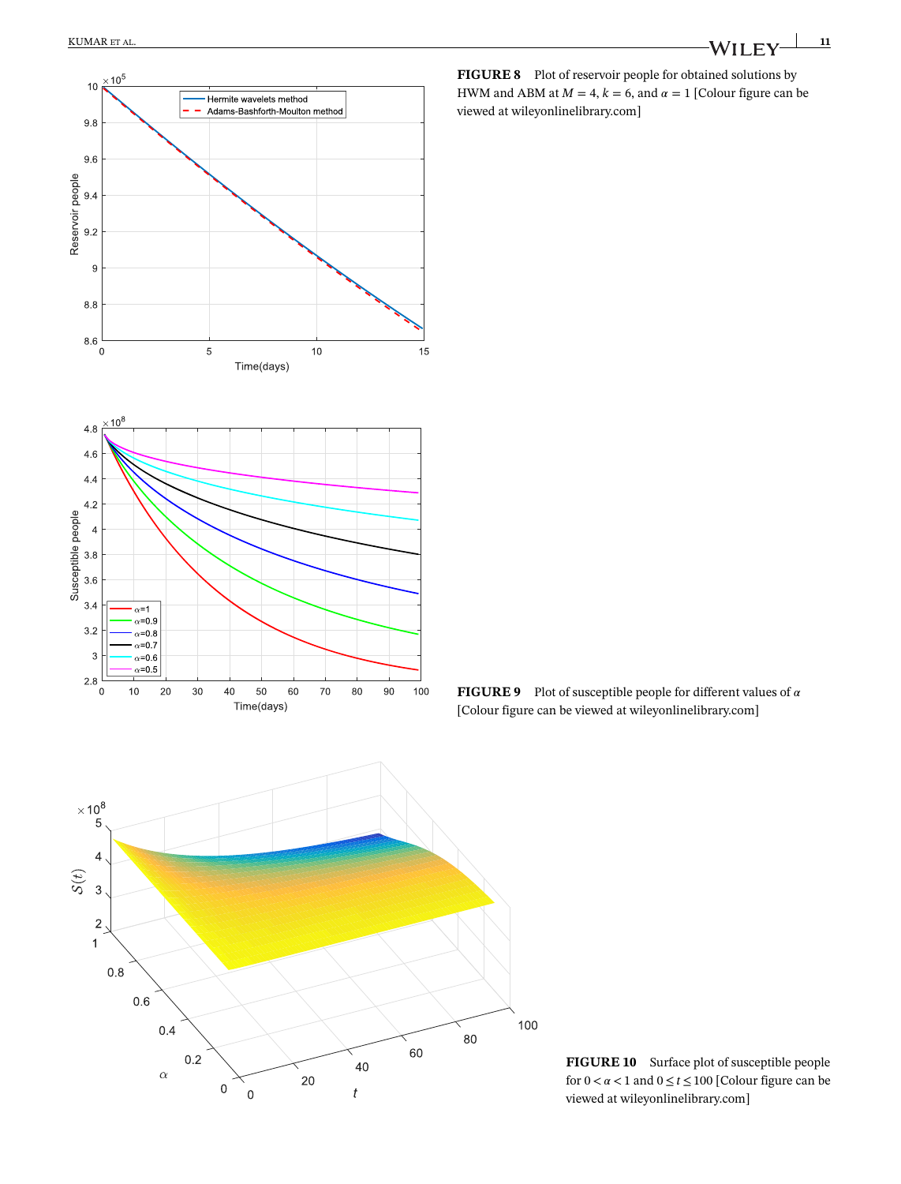**FIGURE 8** Plot of reservoir people for obtained solutions by HWM and ABM at $M = 4$, $k = 6$, and $\alpha = 1$ [Colour figure can be viewed at wileyonlinelibrary.com]

**FIGURE 9** Plot of susceptible people for different values of $\alpha$ [Colour figure can be viewed at wileyonlinelibrary.com]

**FIGURE 10** Surface plot of susceptible people for $0 < \alpha < 1$ and $0 \leq t \leq 100$ [Colour figure can be viewed at wileyonlinelibrary.com]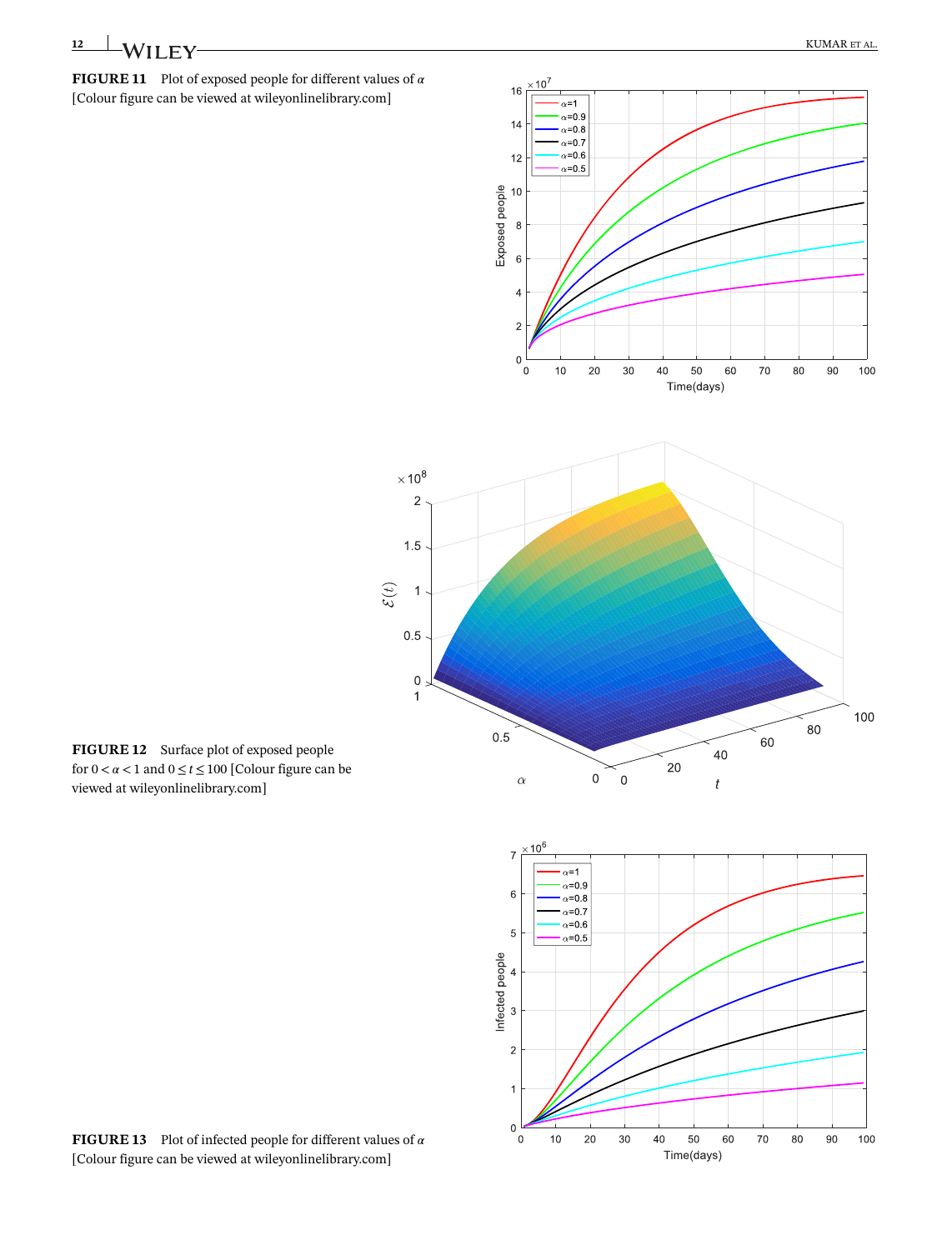**FIGURE 11** Plot of exposed people for different values of $\alpha$ [Colour figure can be viewed at wileyonlinelibrary.com]

**FIGURE 12** Surface plot of exposed people for $0 < \alpha < 1$ and $0 \leq t \leq 100$ [Colour figure can be viewed at wileyonlinelibrary.com]

**FIGURE 13** Plot of infected people for different values of $\alpha$ [Colour figure can be viewed at wileyonlinelibrary.com]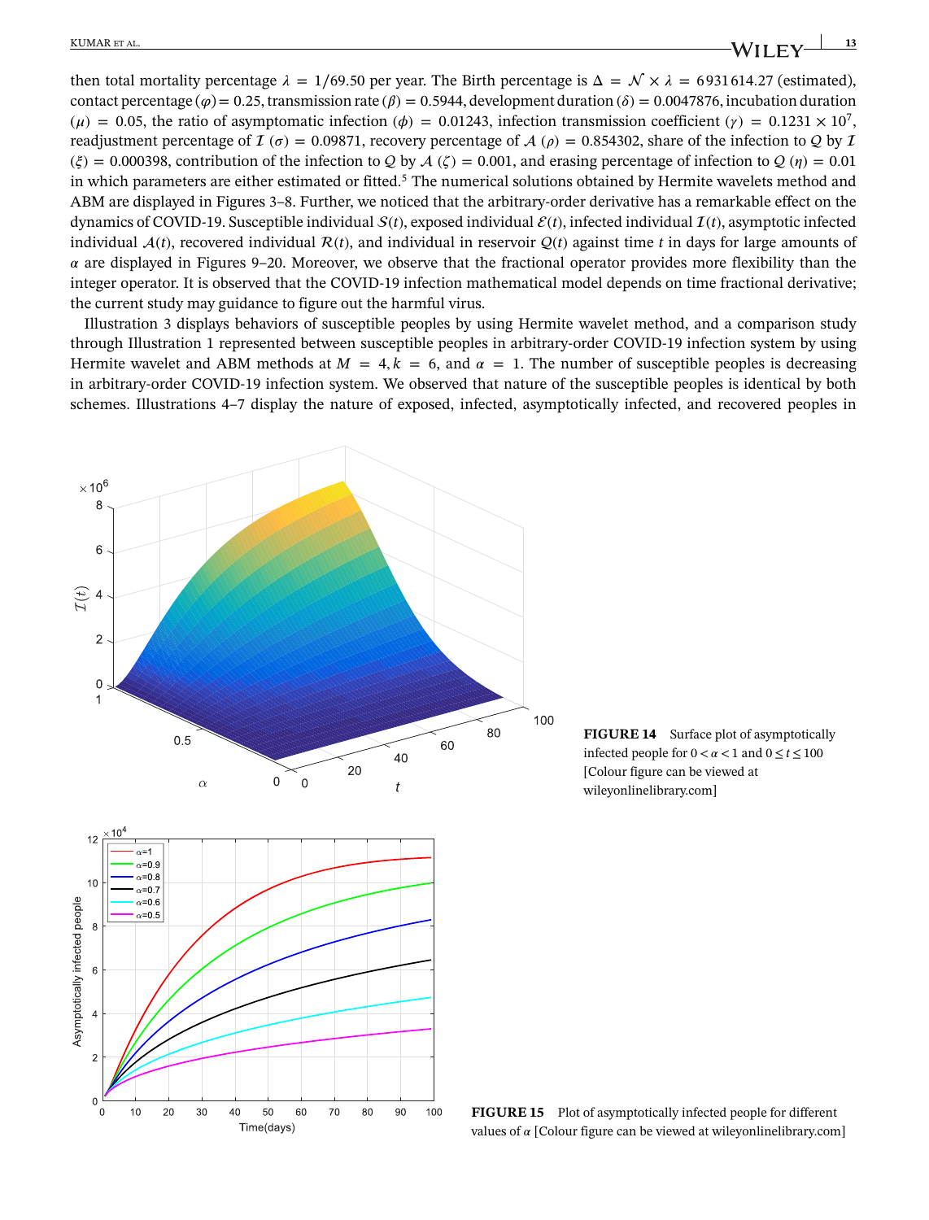then total mortality percentage $\lambda = 1/69.50$ per year. The Birth percentage is $\Delta = \mathcal{N} \times \lambda = 6931614.27$ (estimated), contact percentage ($\varphi$) = 0.25, transmission rate ($\beta$) = 0.5944, development duration ($\delta$) = 0.0047876, incubation duration ($\mu$) = 0.05, the ratio of asymptomatic infection ($\phi$) = 0.01243, infection transmission coefficient ($\gamma$) = $0.1231 \times 10^7$, readjustment percentage of $\mathcal{I}$ ($\sigma$) = 0.09871, recovery percentage of $\mathcal{A}$ ($\rho$) = 0.854302, share of the infection to $\mathcal{Q}$ by $\mathcal{I}$ ($\xi$) = 0.000398, contribution of the infection to $\mathcal{Q}$ by $\mathcal{A}$ ($\zeta$) = 0.001, and erasing percentage of infection to $\mathcal{Q}$ ($\eta$) = 0.01 in which parameters are either estimated or fitted.[5] The numerical solutions obtained by Hermite wavelets method and ABM are displayed in Figures 3–8. Further, we noticed that the arbitrary-order derivative has a remarkable effect on the dynamics of COVID-19. Susceptible individual $\mathcal{S}(t)$, exposed individual $\mathcal{E}(t)$, infected individual $\mathcal{I}(t)$, asymptotic infected individual $\mathcal{A}(t)$, recovered individual $\mathcal{R}(t)$, and individual in reservoir $\mathcal{Q}(t)$ against time $t$ in days for large amounts of $\alpha$ are displayed in Figures 9–20. Moreover, we observe that the fractional operator provides more flexibility than the integer operator. It is observed that the COVID-19 infection mathematical model depends on time fractional derivative; the current study may guidance to figure out the harmful virus.

Illustration 3 displays behaviors of susceptible peoples by using Hermite wavelet method, and a comparison study through Illustration 1 represented between susceptible peoples in arbitrary-order COVID-19 infection system by using Hermite wavelet and ABM methods at $M = 4, k = 6$, and $\alpha = 1$. The number of susceptible peoples is decreasing in arbitrary-order COVID-19 infection system. We observed that nature of the susceptible peoples is identical by both schemes. Illustrations 4–7 display the nature of exposed, infected, asymptotically infected, and recovered peoples in

**FIGURE 14** Surface plot of asymptotically infected people for $0 < \alpha < 1$ and $0 \leq t \leq 100$ [Colour figure can be viewed at wileyonlinelibrary.com]

**FIGURE 15** Plot of asymptotically infected people for different values of $\alpha$ [Colour figure can be viewed at wileyonlinelibrary.com]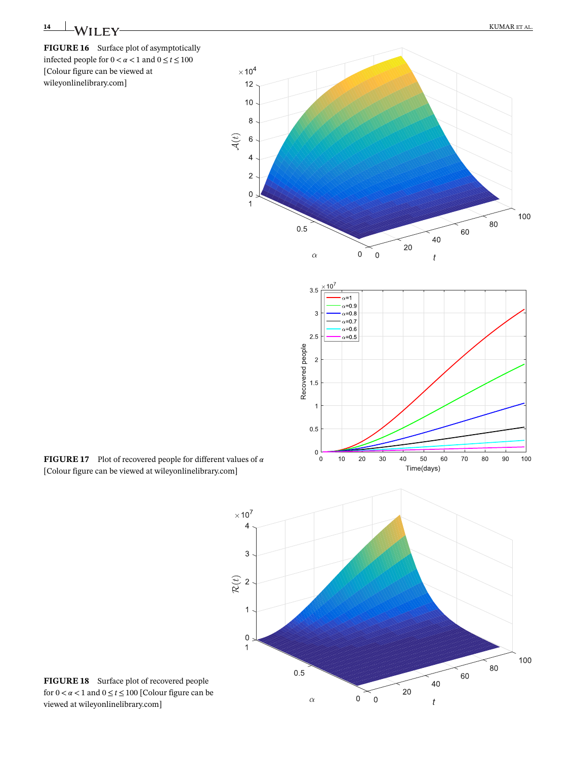**FIGURE 16** Surface plot of asymptotically infected people for $0 < \alpha < 1$ and $0 \leq t \leq 100$ [Colour figure can be viewed at wileyonlinelibrary.com]

**FIGURE 17** Plot of recovered people for different values of $\alpha$ [Colour figure can be viewed at wileyonlinelibrary.com]

**FIGURE 18** Surface plot of recovered people for $0 < \alpha < 1$ and $0 \leq t \leq 100$ [Colour figure can be viewed at wileyonlinelibrary.com]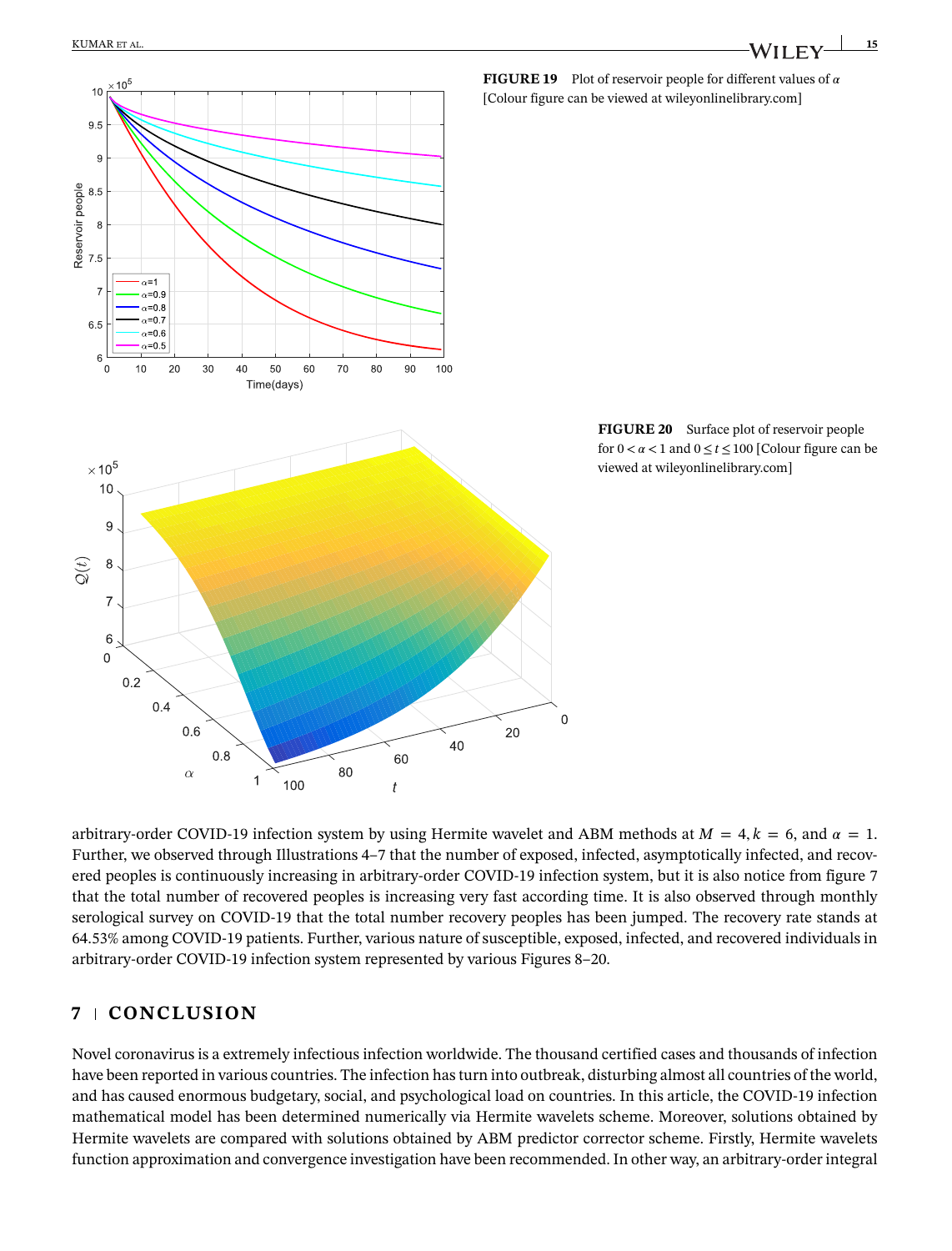**FIGURE 19** Plot of reservoir people for different values of $\alpha$ [Colour figure can be viewed at wileyonlinelibrary.com]

**FIGURE 20** Surface plot of reservoir people for $0 < \alpha < 1$ and $0 \le t \le 100$ [Colour figure can be viewed at wileyonlinelibrary.com]

arbitrary-order COVID-19 infection system by using Hermite wavelet and ABM methods at $M = 4, k = 6$, and $\alpha = 1$. Further, we observed through Illustrations 4–7 that the number of exposed, infected, asymptotically infected, and recovered peoples is continuously increasing in arbitrary-order COVID-19 infection system, but it is also notice from figure 7 that the total number of recovered peoples is increasing very fast according time. It is also observed through monthly serological survey on COVID-19 that the total number recovery peoples has been jumped. The recovery rate stands at 64.53% among COVID-19 patients. Further, various nature of susceptible, exposed, infected, and recovered individuals in arbitrary-order COVID-19 infection system represented by various Figures 8–20.

## 7 | CONCLUSION

Novel coronavirus is a extremely infectious infection worldwide. The thousand certified cases and thousands of infection have been reported in various countries. The infection has turn into outbreak, disturbing almost all countries of the world, and has caused enormous budgetary, social, and psychological load on countries. In this article, the COVID-19 infection mathematical model has been determined numerically via Hermite wavelets scheme. Moreover, solutions obtained by Hermite wavelets are compared with solutions obtained by ABM predictor corrector scheme. Firstly, Hermite wavelets function approximation and convergence investigation have been recommended. In other way, an arbitrary-order integral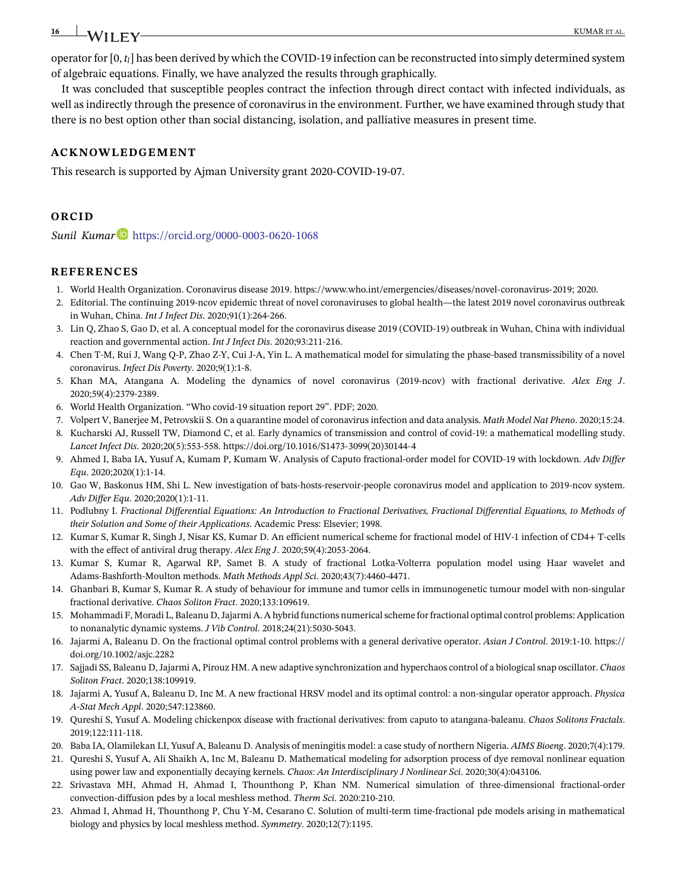operator for $[0, t_l]$ has been derived by which the COVID-19 infection can be reconstructed into simply determined system of algebraic equations. Finally, we have analyzed the results through graphically.

It was concluded that susceptible peoples contract the infection through direct contact with infected individuals, as well as indirectly through the presence of coronavirus in the environment. Further, we have examined through study that there is no best option other than social distancing, isolation, and palliative measures in present time.

## ACKNOWLEDGEMENT

This research is supported by Ajman University grant 2020-COVID-19-07.

## ORCID

*Sunil Kumar* https://orcid.org/0000-0003-0620-1068

## REFERENCES

1. World Health Organization. Coronavirus disease 2019. https://www.who.int/emergencies/diseases/novel-coronavirus-2019; 2020.
2. Editorial. The continuing 2019-ncov epidemic threat of novel coronaviruses to global health—the latest 2019 novel coronavirus outbreak in Wuhan, China. *Int J Infect Dis*. 2020;91(1):264-266.
3. Lin Q, Zhao S, Gao D, et al. A conceptual model for the coronavirus disease 2019 (COVID-19) outbreak in Wuhan, China with individual reaction and governmental action. *Int J Infect Dis*. 2020;93:211-216.
4. Chen T-M, Rui J, Wang Q-P, Zhao Z-Y, Cui J-A, Yin L. A mathematical model for simulating the phase-based transmissibility of a novel coronavirus. *Infect Dis Poverty*. 2020;9(1):1-8.
5. Khan MA, Atangana A. Modeling the dynamics of novel coronavirus (2019-ncov) with fractional derivative. *Alex Eng J*. 2020;59(4):2379-2389.
6. World Health Organization. "Who covid-19 situation report 29". PDF; 2020.
7. Volpert V, Banerjee M, Petrovskii S. On a quarantine model of coronavirus infection and data analysis. *Math Model Nat Pheno*. 2020;15:24.
8. Kucharski AJ, Russell TW, Diamond C, et al. Early dynamics of transmission and control of covid-19: a mathematical modelling study. *Lancet Infect Dis*. 2020;20(5):553-558. https://doi.org/10.1016/S1473-3099(20)30144-4
9. Ahmed I, Baba IA, Yusuf A, Kumam P, Kumam W. Analysis of Caputo fractional-order model for COVID-19 with lockdown. *Adv Differ Equ*. 2020;2020(1):1-14.
10. Gao W, Baskonus HM, Shi L. New investigation of bats-hosts-reservoir-people coronavirus model and application to 2019-ncov system. *Adv Differ Equ*. 2020;2020(1):1-11.
11. Podlubny I. *Fractional Differential Equations: An Introduction to Fractional Derivatives, Fractional Differential Equations, to Methods of their Solution and Some of their Applications*. Academic Press: Elsevier; 1998.
12. Kumar S, Kumar R, Singh J, Nisar KS, Kumar D. An efficient numerical scheme for fractional model of HIV-1 infection of CD4+ T-cells with the effect of antiviral drug therapy. *Alex Eng J*. 2020;59(4):2053-2064.
13. Kumar S, Kumar R, Agarwal RP, Samet B. A study of fractional Lotka-Volterra population model using Haar wavelet and Adams-Bashforth-Moulton methods. *Math Methods Appl Sci*. 2020;43(7):4460-4471.
14. Ghanbari B, Kumar S, Kumar R. A study of behaviour for immune and tumor cells in immunogenetic tumour model with non-singular fractional derivative. *Chaos Soliton Fract*. 2020;133:109619.
15. Mohammadi F, Moradi L, Baleanu D, Jajarmi A. A hybrid functions numerical scheme for fractional optimal control problems: Application to nonanalytic dynamic systems. *J Vib Control*. 2018;24(21):5030-5043.
16. Jajarmi A, Baleanu D. On the fractional optimal control problems with a general derivative operator. *Asian J Control*. 2019:1-10. https://doi.org/10.1002/asjc.2282
17. Sajjadi SS, Baleanu D, Jajarmi A, Pirouz HM. A new adaptive synchronization and hyperchaos control of a biological snap oscillator. *Chaos Soliton Fract*. 2020;138:109919.
18. Jajarmi A, Yusuf A, Baleanu D, Inc M. A new fractional HRSV model and its optimal control: a non-singular operator approach. *Physica A-Stat Mech Appl*. 2020;547:123860.
19. Qureshi S, Yusuf A. Modeling chickenpox disease with fractional derivatives: from caputo to atangana-baleanu. *Chaos Solitons Fractals*. 2019;122:111-118.
20. Baba IA, Olamilekan LI, Yusuf A, Baleanu D. Analysis of meningitis model: a case study of northern Nigeria. *AIMS Bioeng*. 2020;7(4):179.
21. Qureshi S, Yusuf A, Ali Shaikh A, Inc M, Baleanu D. Mathematical modeling for adsorption process of dye removal nonlinear equation using power law and exponentially decaying kernels. *Chaos: An Interdisciplinary J Nonlinear Sci*. 2020;30(4):043106.
22. Srivastava MH, Ahmad H, Ahmad I, Thounthong P, Khan NM. Numerical simulation of three-dimensional fractional-order convection-diffusion pdes by a local meshless method. *Therm Sci*. 2020:210-210.
23. Ahmad I, Ahmad H, Thounthong P, Chu Y-M, Cesarano C. Solution of multi-term time-fractional pde models arising in mathematical biology and physics by local meshless method. *Symmetry*. 2020;12(7):1195.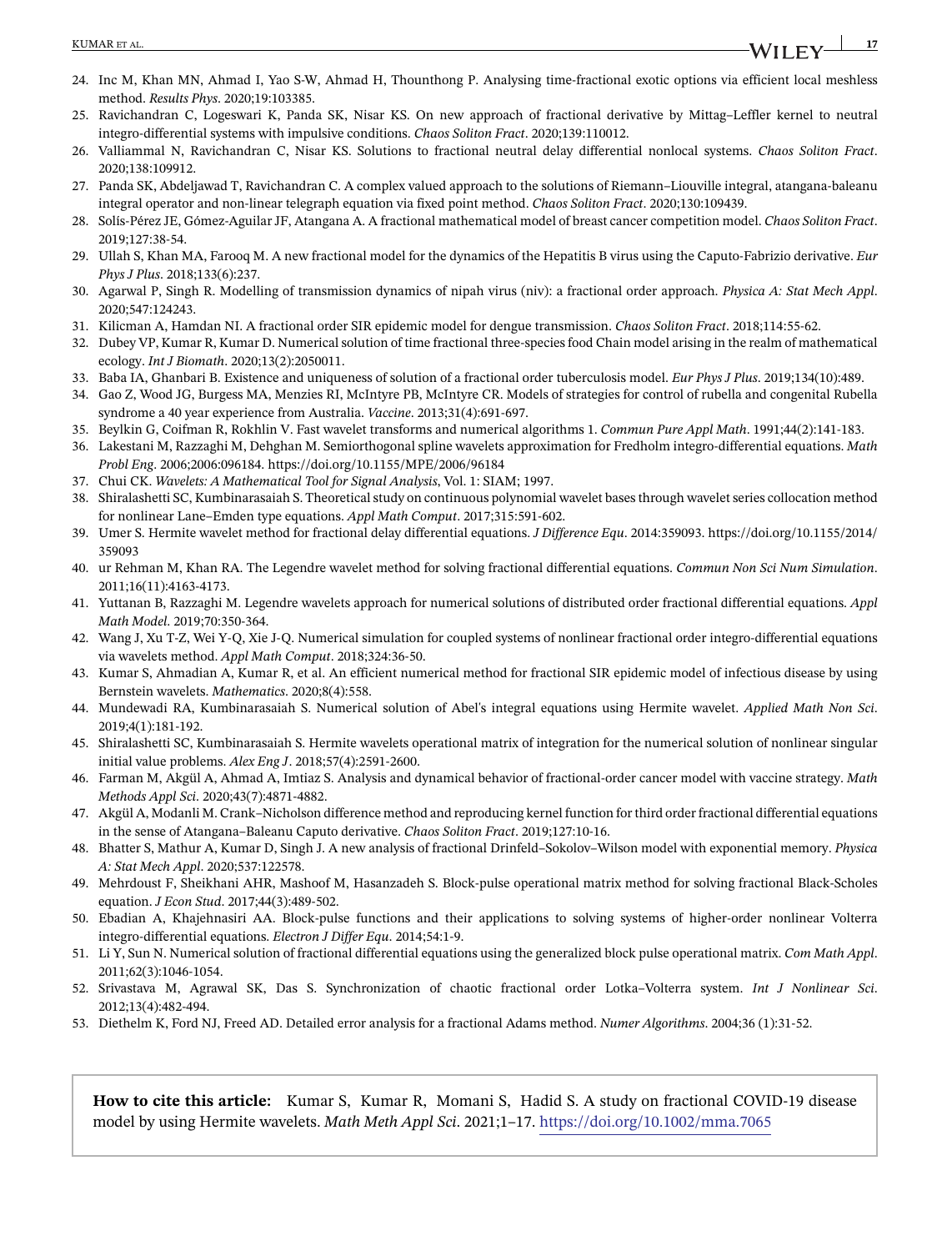24. Inc M, Khan MN, Ahmad I, Yao S-W, Ahmad H, Thounthong P. Analysing time-fractional exotic options via efficient local meshless method. *Results Phys*. 2020;19:103385.
25. Ravichandran C, Logeswari K, Panda SK, Nisar KS. On new approach of fractional derivative by Mittag–Leffler kernel to neutral integro-differential systems with impulsive conditions. *Chaos Soliton Fract*. 2020;139:110012.
26. Valliammal N, Ravichandran C, Nisar KS. Solutions to fractional neutral delay differential nonlocal systems. *Chaos Soliton Fract*. 2020;138:109912.
27. Panda SK, Abdeljawad T, Ravichandran C. A complex valued approach to the solutions of Riemann–Liouville integral, atangana-baleanu integral operator and non-linear telegraph equation via fixed point method. *Chaos Soliton Fract*. 2020;130:109439.
28. Solís-Pérez JE, Gómez-Aguilar JF, Atangana A. A fractional mathematical model of breast cancer competition model. *Chaos Soliton Fract*. 2019;127:38-54.
29. Ullah S, Khan MA, Farooq M. A new fractional model for the dynamics of the Hepatitis B virus using the Caputo-Fabrizio derivative. *Eur Phys J Plus*. 2018;133(6):237.
30. Agarwal P, Singh R. Modelling of transmission dynamics of nipah virus (niv): a fractional order approach. *Physica A: Stat Mech Appl*. 2020;547:124243.
31. Kilicman A, Hamdan NI. A fractional order SIR epidemic model for dengue transmission. *Chaos Soliton Fract*. 2018;114:55-62.
32. Dubey VP, Kumar R, Kumar D. Numerical solution of time fractional three-species food Chain model arising in the realm of mathematical ecology. *Int J Biomath*. 2020;13(2):2050011.
33. Baba IA, Ghanbari B. Existence and uniqueness of solution of a fractional order tuberculosis model. *Eur Phys J Plus*. 2019;134(10):489.
34. Gao Z, Wood JG, Burgess MA, Menzies RI, McIntyre PB, McIntyre CR. Models of strategies for control of rubella and congenital Rubella syndrome a 40 year experience from Australia. *Vaccine*. 2013;31(4):691-697.
35. Beylkin G, Coifman R, Rokhlin V. Fast wavelet transforms and numerical algorithms 1. *Commun Pure Appl Math*. 1991;44(2):141-183.
36. Lakestani M, Razzaghi M, Dehghan M. Semiorthogonal spline wavelets approximation for Fredholm integro-differential equations. *Math Probl Eng*. 2006;2006:096184. https://doi.org/10.1155/MPE/2006/96184
37. Chui CK. *Wavelets: A Mathematical Tool for Signal Analysis*, Vol. 1: SIAM; 1997.
38. Shiralashetti SC, Kumbinarasaiah S. Theoretical study on continuous polynomial wavelet bases through wavelet series collocation method for nonlinear Lane–Emden type equations. *Appl Math Comput*. 2017;315:591-602.
39. Umer S. Hermite wavelet method for fractional delay differential equations. *J Difference Equ*. 2014:359093. https://doi.org/10.1155/2014/359093
40. ur Rehman M, Khan RA. The Legendre wavelet method for solving fractional differential equations. *Commun Non Sci Num Simulation*. 2011;16(11):4163-4173.
41. Yuttanan B, Razzaghi M. Legendre wavelets approach for numerical solutions of distributed order fractional differential equations. *Appl Math Model*. 2019;70:350-364.
42. Wang J, Xu T-Z, Wei Y-Q, Xie J-Q. Numerical simulation for coupled systems of nonlinear fractional order integro-differential equations via wavelets method. *Appl Math Comput*. 2018;324:36-50.
43. Kumar S, Ahmadian A, Kumar R, et al. An efficient numerical method for fractional SIR epidemic model of infectious disease by using Bernstein wavelets. *Mathematics*. 2020;8(4):558.
44. Mundewadi RA, Kumbinarasaiah S. Numerical solution of Abel's integral equations using Hermite wavelet. *Applied Math Non Sci*. 2019;4(1):181-192.
45. Shiralashetti SC, Kumbinarasaiah S. Hermite wavelets operational matrix of integration for the numerical solution of nonlinear singular initial value problems. *Alex Eng J*. 2018;57(4):2591-2600.
46. Farman M, Akgül A, Ahmad A, Imtiaz S. Analysis and dynamical behavior of fractional-order cancer model with vaccine strategy. *Math Methods Appl Sci*. 2020;43(7):4871-4882.
47. Akgül A, Modanli M. Crank–Nicholson difference method and reproducing kernel function for third order fractional differential equations in the sense of Atangana–Baleanu Caputo derivative. *Chaos Soliton Fract*. 2019;127:10-16.
48. Bhatter S, Mathur A, Kumar D, Singh J. A new analysis of fractional Drinfeld–Sokolov–Wilson model with exponential memory. *Physica A: Stat Mech Appl*. 2020;537:122578.
49. Mehrdoust F, Sheikhani AHR, Mashoof M, Hasanzadeh S. Block-pulse operational matrix method for solving fractional Black-Scholes equation. *J Econ Stud*. 2017;44(3):489-502.
50. Ebadian A, Khajehnasiri AA. Block-pulse functions and their applications to solving systems of higher-order nonlinear Volterra integro-differential equations. *Electron J Differ Equ*. 2014;54:1-9.
51. Li Y, Sun N. Numerical solution of fractional differential equations using the generalized block pulse operational matrix. *Com Math Appl*. 2011;62(3):1046-1054.
52. Srivastava M, Agrawal SK, Das S. Synchronization of chaotic fractional order Lotka–Volterra system. *Int J Nonlinear Sci*. 2012;13(4):482-494.
53. Diethelm K, Ford NJ, Freed AD. Detailed error analysis for a fractional Adams method. *Numer Algorithms*. 2004;36 (1):31-52.

**How to cite this article:** Kumar S, Kumar R, Momani S, Hadid S. A study on fractional COVID-19 disease model by using Hermite wavelets. *Math Meth Appl Sci*. 2021;1–17. https://doi.org/10.1002/mma.7065